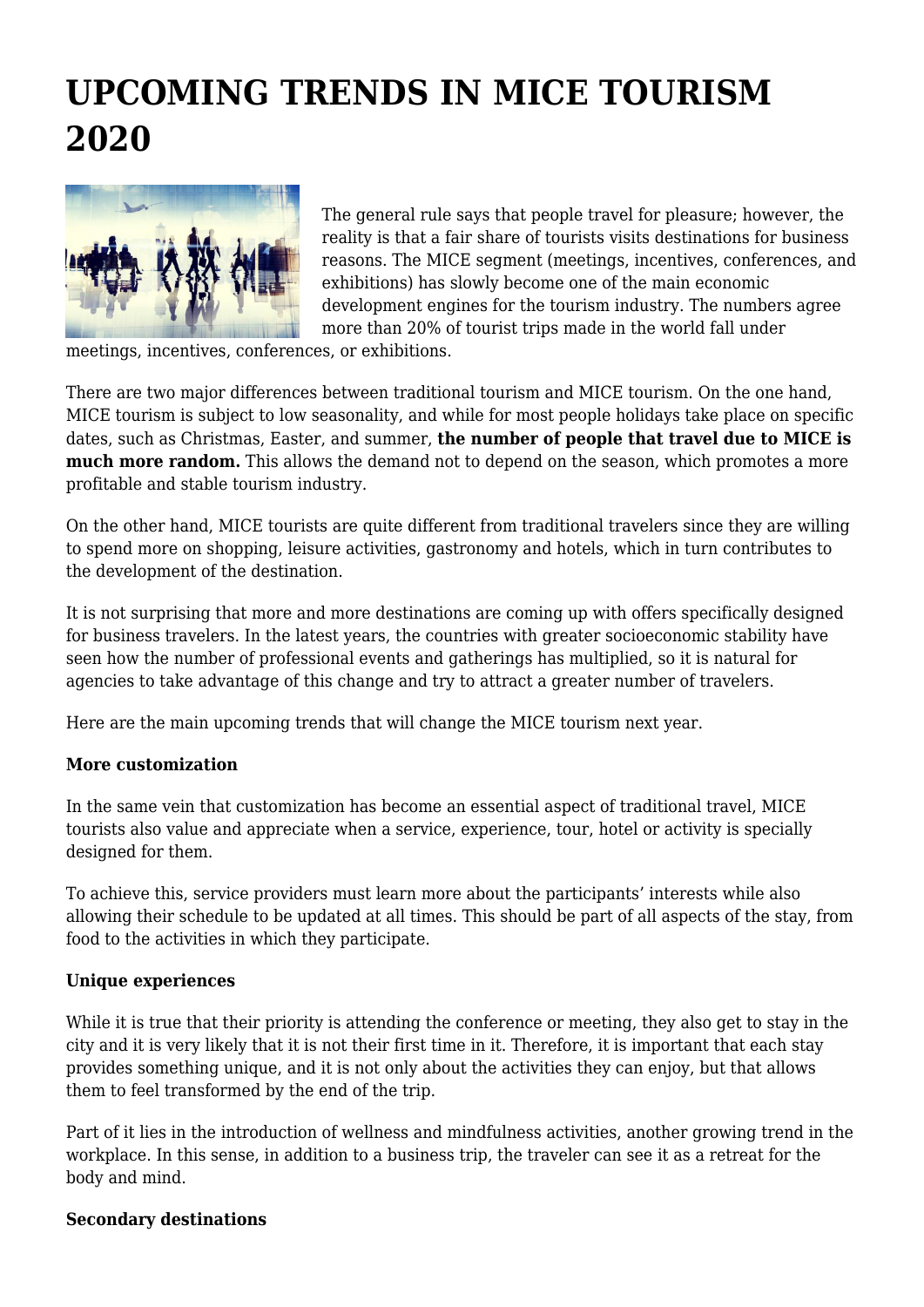# UPCOMING TRENDS IN MICE TOURISM 2020

The general rule says that people travel for pleasure; however, the reality is that a fair share of tourists visits destinations for business reasons. The MICE segment (meetings, incentives, conferences, and exhibitions) has slowly become one of the main economic development engines for the tourism industry. The numbers agree more than 20% of tourist trips made in the world fall under meetings, incentives, conferences, or exhibitions.

There are two major differences between traditional tourism and MICE tourism. On the one hand, MICE tourism is subject to low seasonality, and while for most people holidays take place on specific dates, such as Christmas, Easter, and summer, **the number of people that travel due to MICE is much more random.** This allows the demand not to depend on the season, which promotes a more profitable and stable tourism industry.

On the other hand, MICE tourists are quite different from traditional travelers since they are willing to spend more on shopping, leisure activities, gastronomy and hotels, which in turn contributes to the development of the destination.

It is not surprising that more and more destinations are coming up with offers specifically designed for business travelers. In the latest years, the countries with greater socioeconomic stability have seen how the number of professional events and gatherings has multiplied, so it is natural for agencies to take advantage of this change and try to attract a greater number of travelers.

Here are the main upcoming trends that will change the MICE tourism next year.

**More customization**

In the same vein that customization has become an essential aspect of traditional travel, MICE tourists also value and appreciate when a service, experience, tour, hotel or activity is specially designed for them.

To achieve this, service providers must learn more about the participants' interests while also allowing their schedule to be updated at all times. This should be part of all aspects of the stay, from food to the activities in which they participate.

**Unique experiences**

While it is true that their priority is attending the conference or meeting, they also get to stay in the city and it is very likely that it is not their first time in it. Therefore, it is important that each stay provides something unique, and it is not only about the activities they can enjoy, but that allows them to feel transformed by the end of the trip.

Part of it lies in the introduction of wellness and mindfulness activities, another growing trend in the workplace. In this sense, in addition to a business trip, the traveler can see it as a retreat for the body and mind.

**Secondary destinations**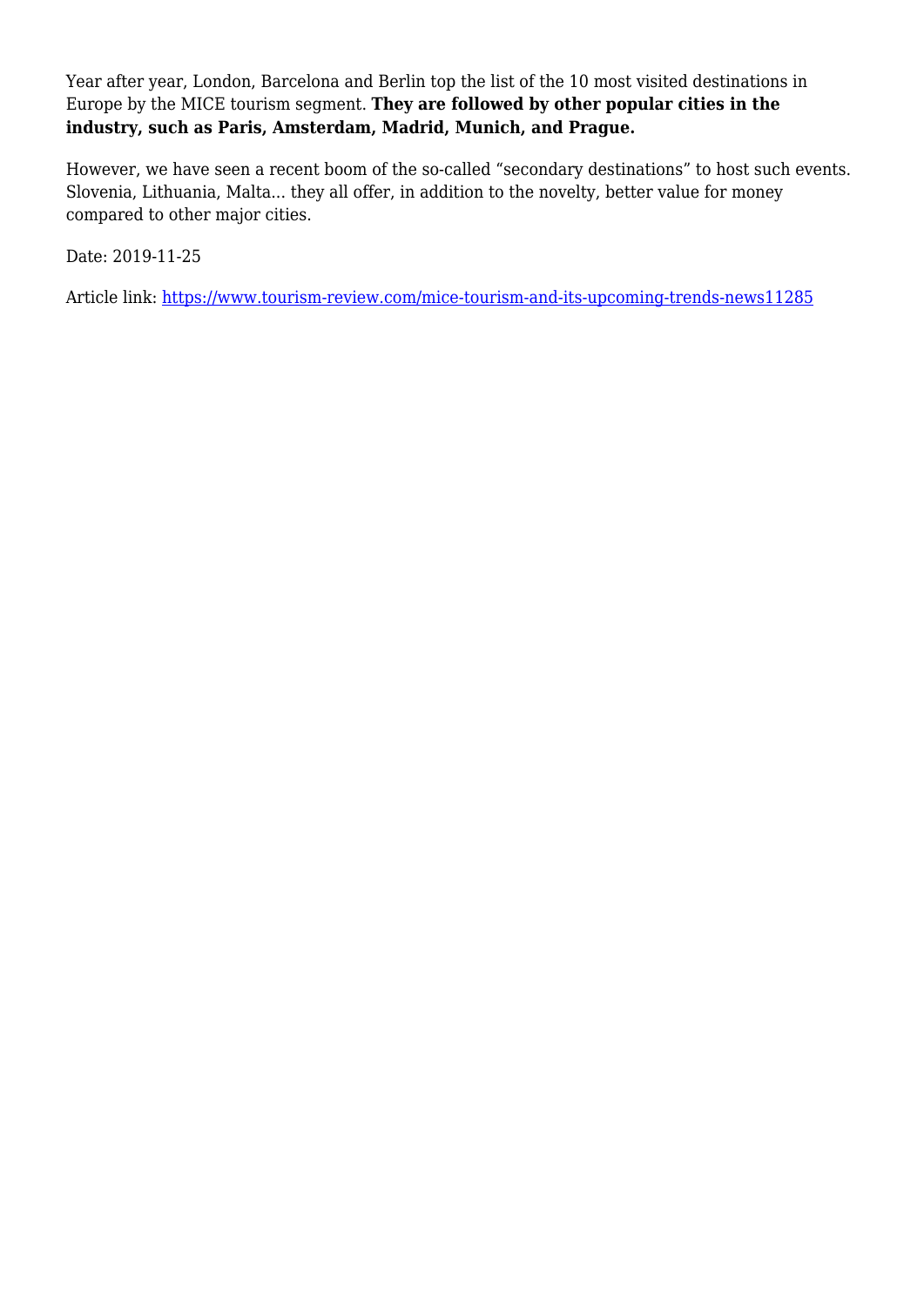Year after year, London, Barcelona and Berlin top the list of the 10 most visited destinations in Europe by the MICE tourism segment. **They are followed by other popular cities in the industry, such as Paris, Amsterdam, Madrid, Munich, and Prague.**

However, we have seen a recent boom of the so-called “secondary destinations” to host such events. Slovenia, Lithuania, Malta... they all offer, in addition to the novelty, better value for money compared to other major cities.

Date: 2019-11-25

Article link: [https://www.tourism-review.com/mice-tourism-and-its-upcoming-trends-news11285](https://www.tourism-review.com/mice-tourism-and-its-upcoming-trends-news11285)